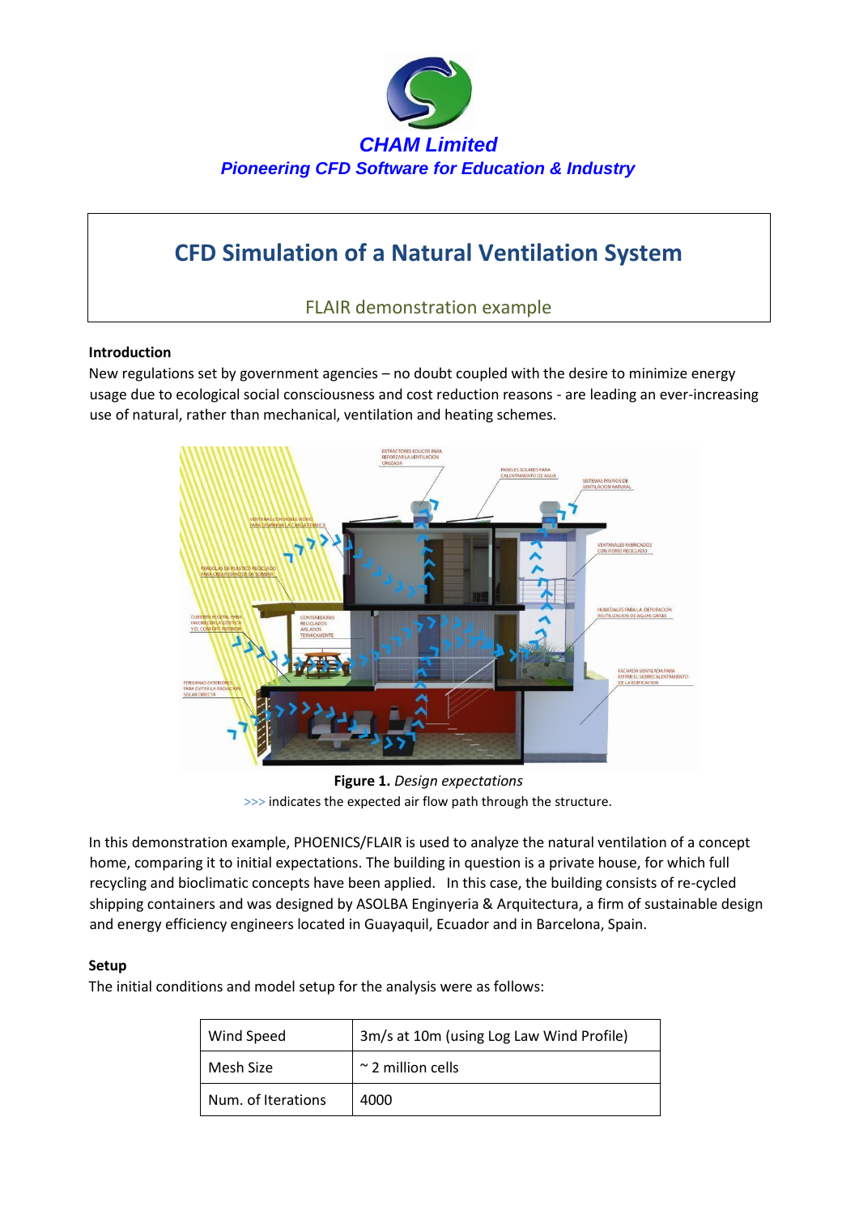CHAM Limited

*Pioneering CFD Software for Education & Industry*

# CFD Simulation of a Natural Ventilation System

FLAIR demonstration example

**Introduction**

New regulations set by government agencies – no doubt coupled with the desire to minimize energy usage due to ecological social consciousness and cost reduction reasons - are leading an ever-increasing use of natural, rather than mechanical, ventilation and heating schemes.

**Figure 1.** *Design expectations*

>>> indicates the expected air flow path through the structure.

In this demonstration example, PHOENICS/FLAIR is used to analyze the natural ventilation of a concept home, comparing it to initial expectations. The building in question is a private house, for which full recycling and bioclimatic concepts have been applied. In this case, the building consists of re-cycled shipping containers and was designed by ASOLBA Enginyeria & Arquitectura, a firm of sustainable design and energy efficiency engineers located in Guayaquil, Ecuador and in Barcelona, Spain.

**Setup**

The initial conditions and model setup for the analysis were as follows:

| Wind Speed | 3m/s at 10m (using Log Law Wind Profile) |
|---|---|
| Mesh Size | ~ 2 million cells |
| Num. of Iterations | 4000 |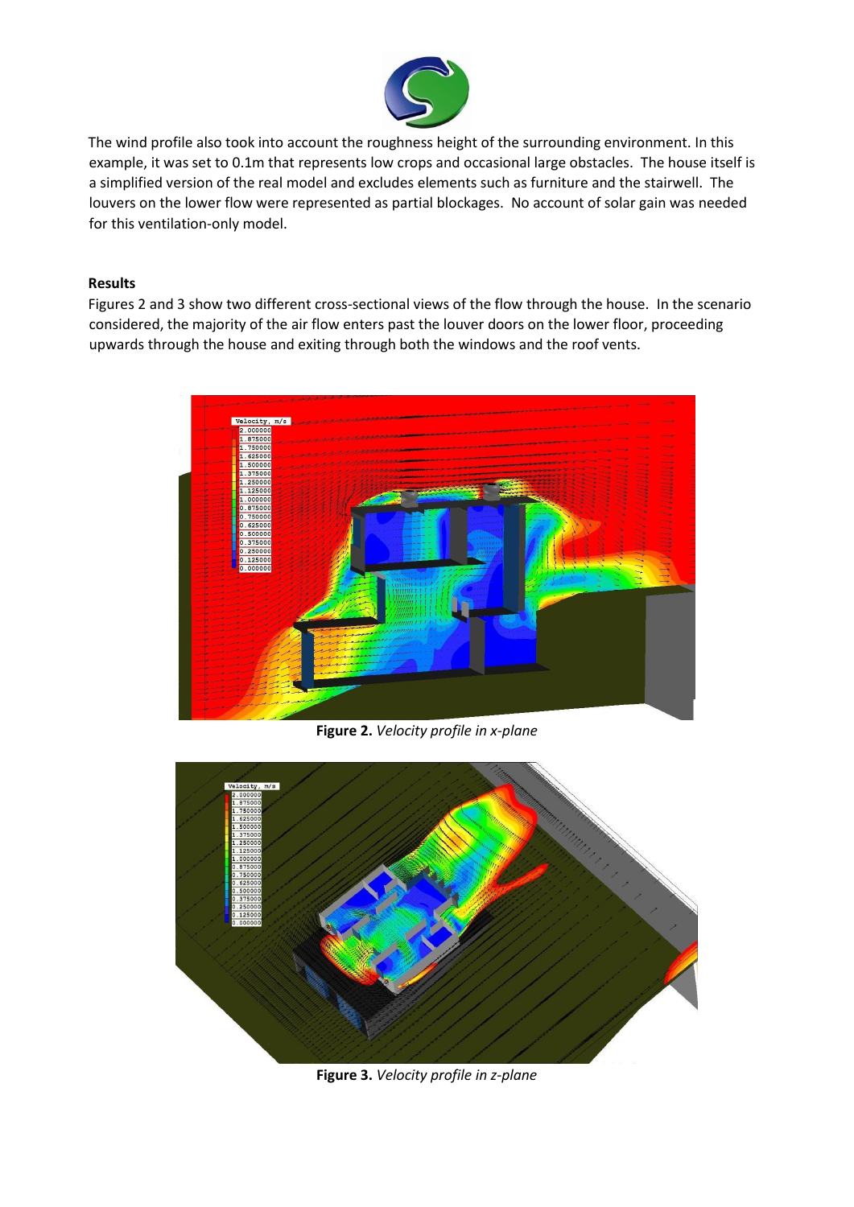The wind profile also took into account the roughness height of the surrounding environment. In this example, it was set to 0.1m that represents low crops and occasional large obstacles. The house itself is a simplified version of the real model and excludes elements such as furniture and the stairwell. The louvers on the lower flow were represented as partial blockages. No account of solar gain was needed for this ventilation-only model.

## Results

Figures 2 and 3 show two different cross-sectional views of the flow through the house. In the scenario considered, the majority of the air flow enters past the louver doors on the lower floor, proceeding upwards through the house and exiting through both the windows and the roof vents.

**Figure 2.** *Velocity profile in x-plane*

**Figure 3.** *Velocity profile in z-plane*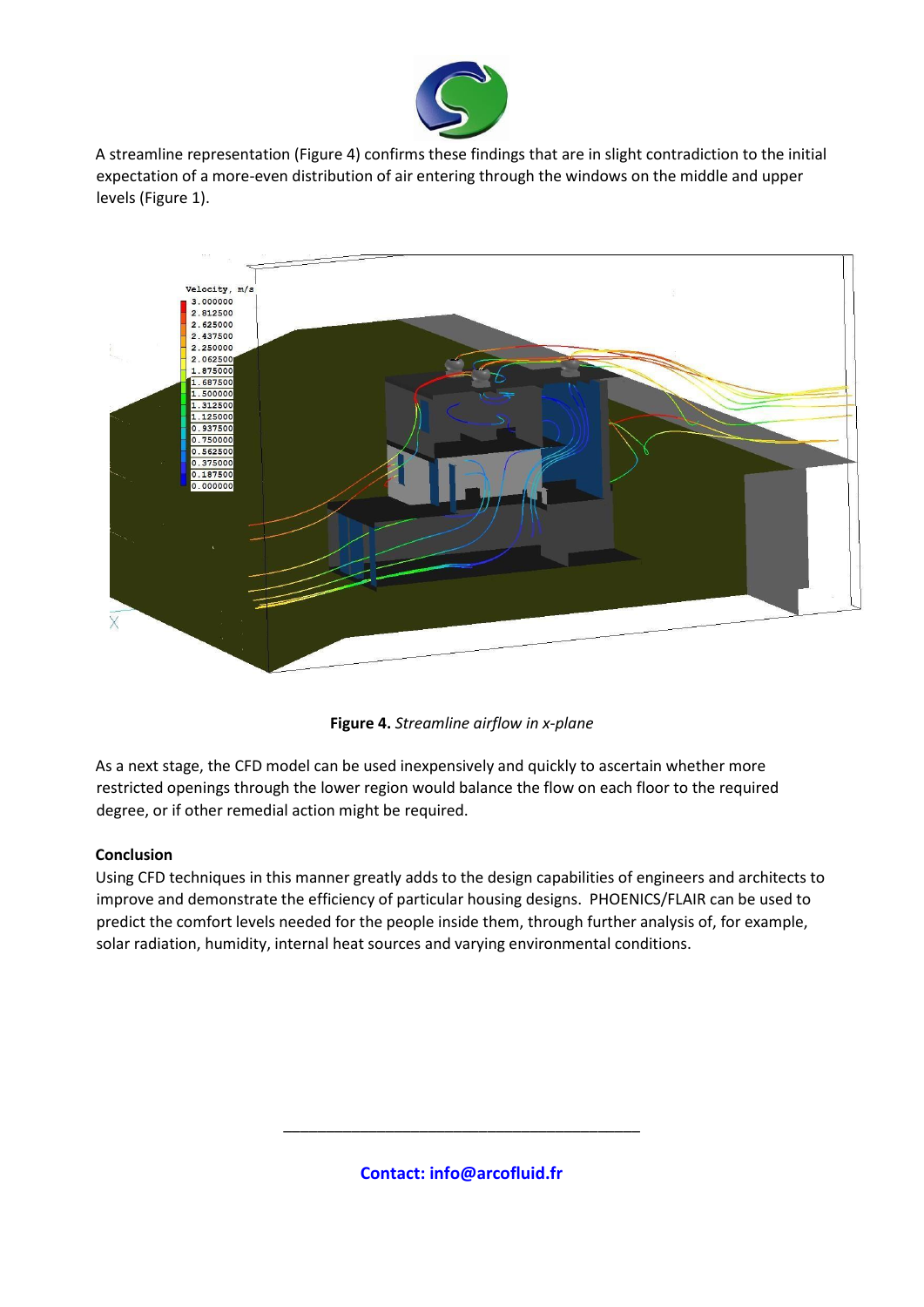A streamline representation (Figure 4) confirms these findings that are in slight contradiction to the initial expectation of a more-even distribution of air entering through the windows on the middle and upper levels (Figure 1).

Velocity, m/s
3.000000
2.812500
2.625000
2.437500
2.250000
2.062500
1.875000
1.687500
1.500000
1.312500
1.125000
0.937500
0.750000
0.562500
0.375000
0.187500
0.000000

**Figure 4.** *Streamline airflow in x-plane*

As a next stage, the CFD model can be used inexpensively and quickly to ascertain whether more restricted openings through the lower region would balance the flow on each floor to the required degree, or if other remedial action might be required.

**Conclusion**

Using CFD techniques in this manner greatly adds to the design capabilities of engineers and architects to improve and demonstrate the efficiency of particular housing designs. PHOENICS/FLAIR can be used to predict the comfort levels needed for the people inside them, through further analysis of, for example, solar radiation, humidity, internal heat sources and varying environmental conditions.

---

**Contact: info@arcofluid.fr**